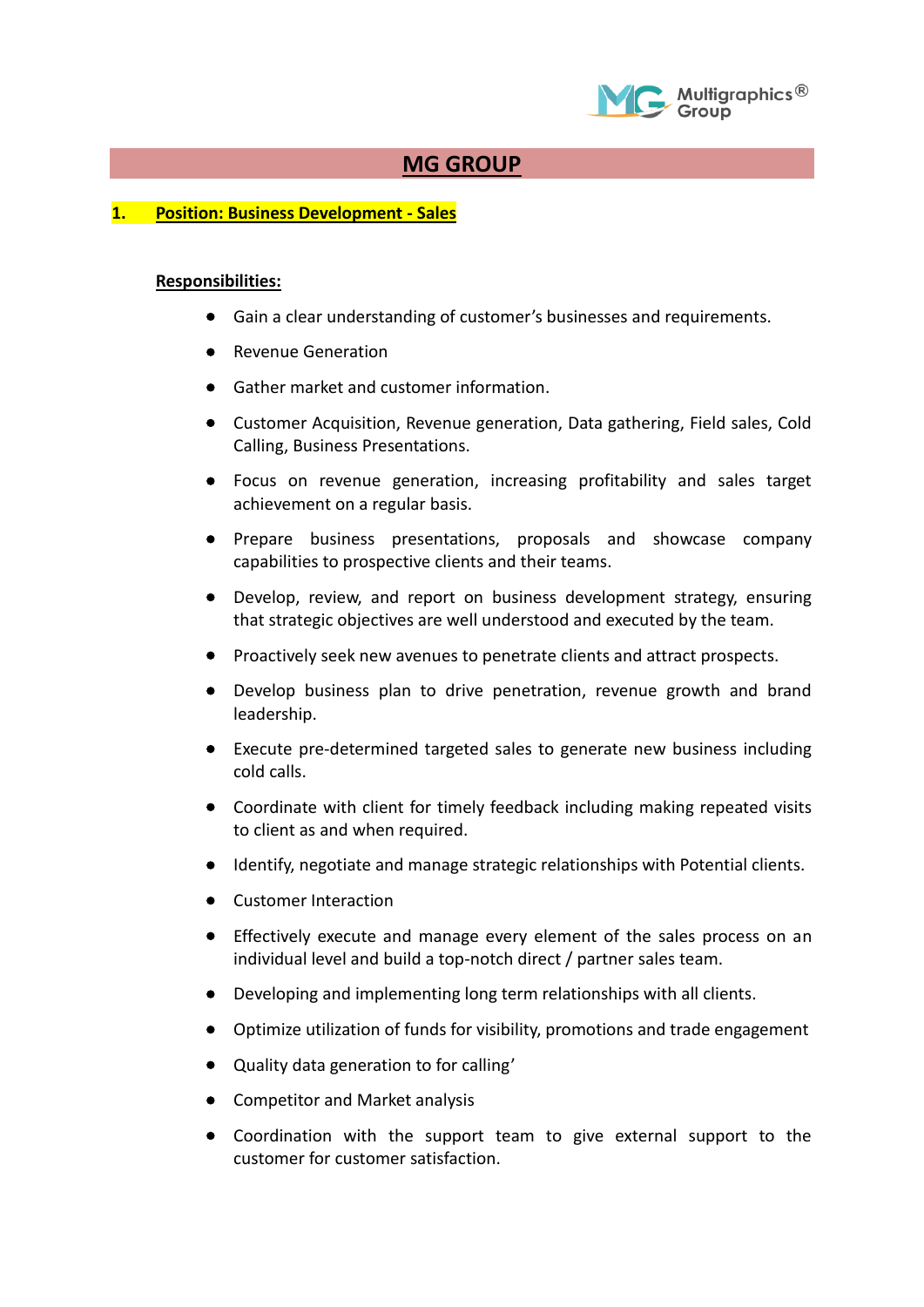# MG GROUP

## 1. Position: Business Development - Sales

**Responsibilities:**

- Gain a clear understanding of customer's businesses and requirements.
- Revenue Generation
- Gather market and customer information.
- Customer Acquisition, Revenue generation, Data gathering, Field sales, Cold Calling, Business Presentations.
- Focus on revenue generation, increasing profitability and sales target achievement on a regular basis.
- Prepare business presentations, proposals and showcase company capabilities to prospective clients and their teams.
- Develop, review, and report on business development strategy, ensuring that strategic objectives are well understood and executed by the team.
- Proactively seek new avenues to penetrate clients and attract prospects.
- Develop business plan to drive penetration, revenue growth and brand leadership.
- Execute pre-determined targeted sales to generate new business including cold calls.
- Coordinate with client for timely feedback including making repeated visits to client as and when required.
- Identify, negotiate and manage strategic relationships with Potential clients.
- Customer Interaction
- Effectively execute and manage every element of the sales process on an individual level and build a top-notch direct / partner sales team.
- Developing and implementing long term relationships with all clients.
- Optimize utilization of funds for visibility, promotions and trade engagement
- Quality data generation to for calling'
- Competitor and Market analysis
- Coordination with the support team to give external support to the customer for customer satisfaction.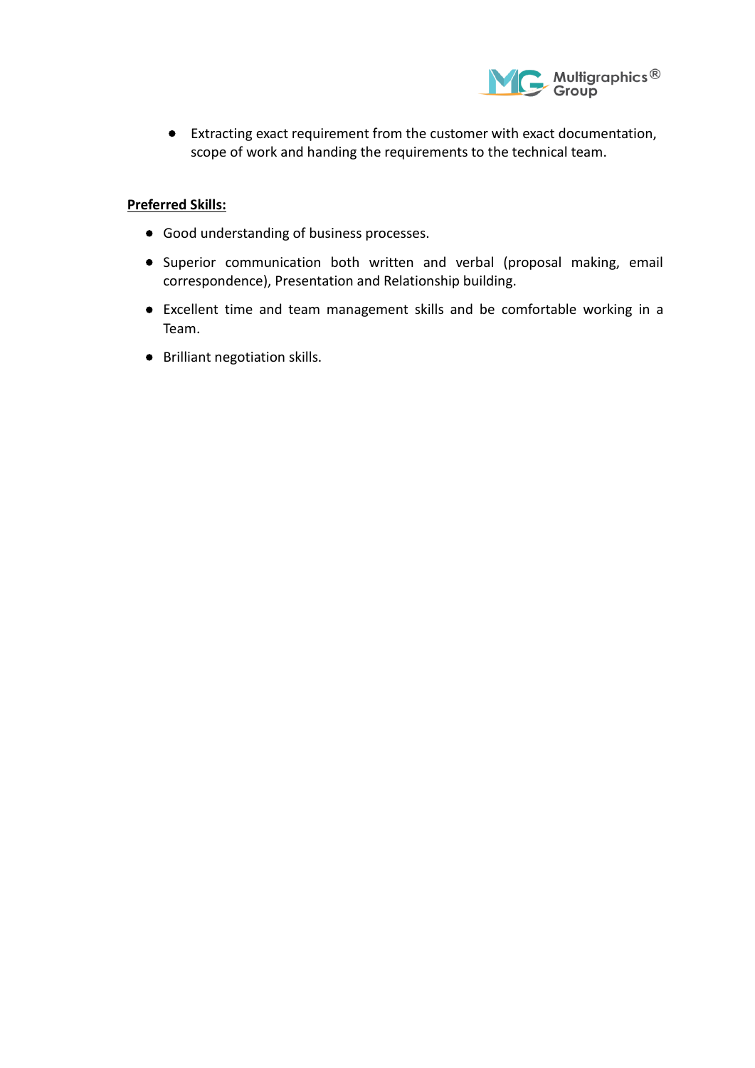- Extracting exact requirement from the customer with exact documentation, scope of work and handing the requirements to the technical team.

**Preferred Skills:**

- Good understanding of business processes.
- Superior communication both written and verbal (proposal making, email correspondence), Presentation and Relationship building.
- Excellent time and team management skills and be comfortable working in a Team.
- Brilliant negotiation skills.